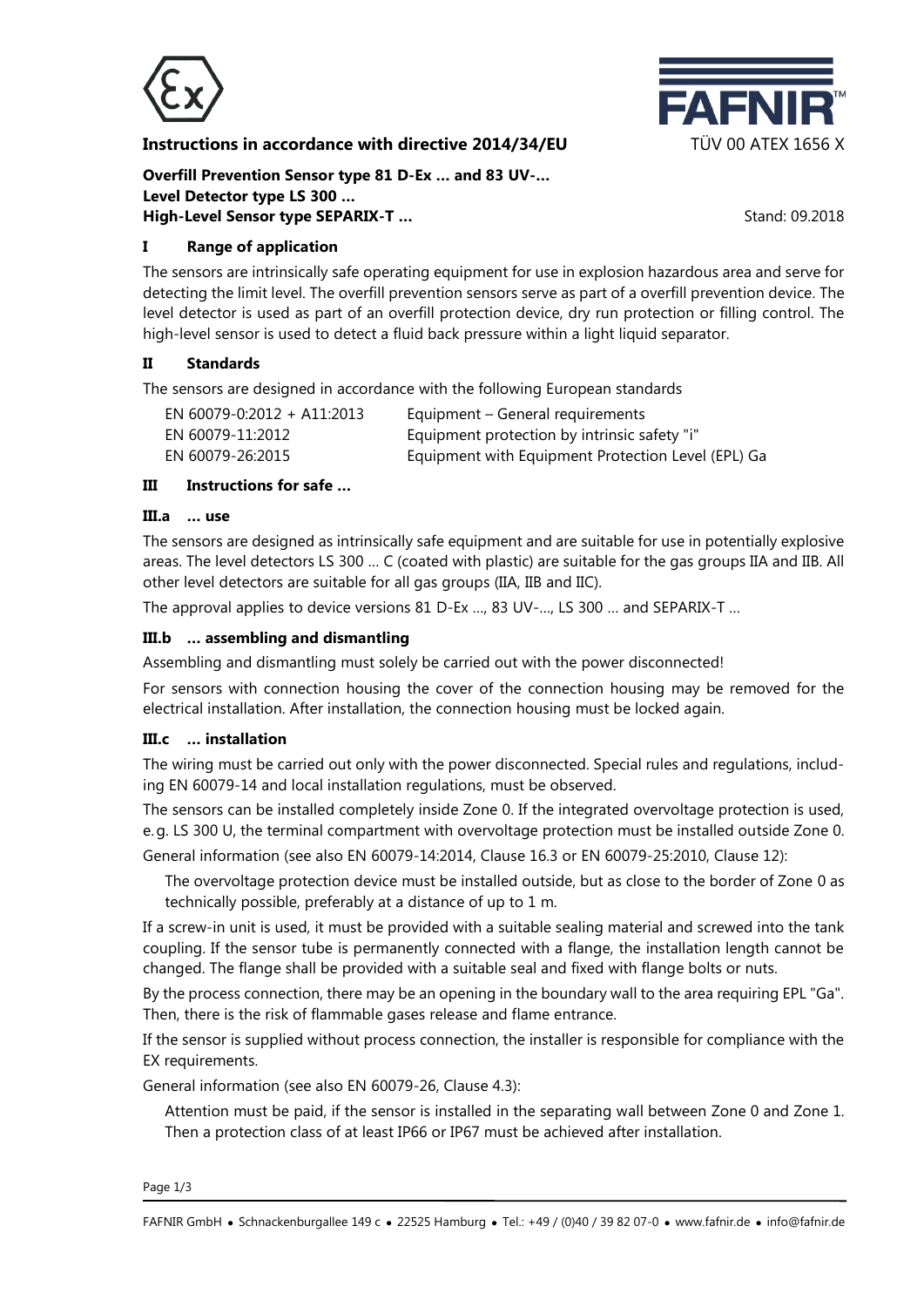**Instructions in accordance with directive 2014/34/EU**

TÜV 00 ATEX 1656 X

**Overfill Prevention Sensor type 81 D-Ex … and 83 UV-…**
**Level Detector type LS 300 …**
**High-Level Sensor type SEPARIX-T …**

Stand: 09.2018

## I Range of application

The sensors are intrinsically safe operating equipment for use in explosion hazardous area and serve for detecting the limit level. The overfill prevention sensors serve as part of a overfill prevention device. The level detector is used as part of an overfill protection device, dry run protection or filling control. The high-level sensor is used to detect a fluid back pressure within a light liquid separator.

## II Standards

The sensors are designed in accordance with the following European standards

| | |
|---|---|
| EN 60079-0:2012 + A11:2013 | Equipment – General requirements |
| EN 60079-11:2012 | Equipment protection by intrinsic safety "i" |
| EN 60079-26:2015 | Equipment with Equipment Protection Level (EPL) Ga |

## III Instructions for safe …

### III.a … use

The sensors are designed as intrinsically safe equipment and are suitable for use in potentially explosive areas. The level detectors LS 300 … C (coated with plastic) are suitable for the gas groups IIA and IIB. All other level detectors are suitable for all gas groups (IIA, IIB and IIC).

The approval applies to device versions 81 D-Ex …, 83 UV-…, LS 300 … and SEPARIX-T …

### III.b … assembling and dismantling

Assembling and dismantling must solely be carried out with the power disconnected!

For sensors with connection housing the cover of the connection housing may be removed for the electrical installation. After installation, the connection housing must be locked again.

### III.c … installation

The wiring must be carried out only with the power disconnected. Special rules and regulations, including EN 60079-14 and local installation regulations, must be observed.

The sensors can be installed completely inside Zone 0. If the integrated overvoltage protection is used, e. g. LS 300 U, the terminal compartment with overvoltage protection must be installed outside Zone 0.

General information (see also EN 60079-14:2014, Clause 16.3 or EN 60079-25:2010, Clause 12):

> The overvoltage protection device must be installed outside, but as close to the border of Zone 0 as technically possible, preferably at a distance of up to 1 m.

If a screw-in unit is used, it must be provided with a suitable sealing material and screwed into the tank coupling. If the sensor tube is permanently connected with a flange, the installation length cannot be changed. The flange shall be provided with a suitable seal and fixed with flange bolts or nuts.

By the process connection, there may be an opening in the boundary wall to the area requiring EPL "Ga". Then, there is the risk of flammable gases release and flame entrance.

If the sensor is supplied without process connection, the installer is responsible for compliance with the EX requirements.

General information (see also EN 60079-26, Clause 4.3):

> Attention must be paid, if the sensor is installed in the separating wall between Zone 0 and Zone 1. Then a protection class of at least IP66 or IP67 must be achieved after installation.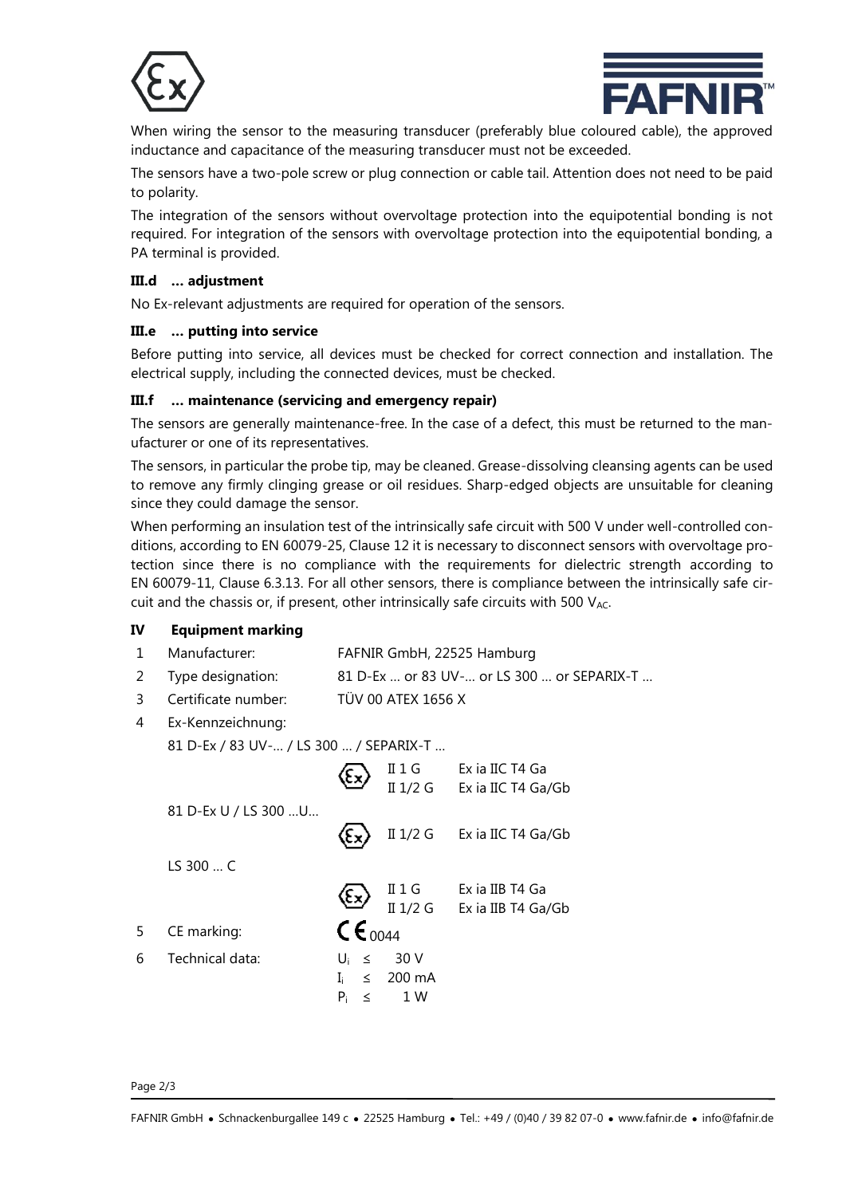When wiring the sensor to the measuring transducer (preferably blue coloured cable), the approved inductance and capacitance of the measuring transducer must not be exceeded.

The sensors have a two-pole screw or plug connection or cable tail. Attention does not need to be paid to polarity.

The integration of the sensors without overvoltage protection into the equipotential bonding is not required. For integration of the sensors with overvoltage protection into the equipotential bonding, a PA terminal is provided.

### III.d … adjustment

No Ex-relevant adjustments are required for operation of the sensors.

### III.e … putting into service

Before putting into service, all devices must be checked for correct connection and installation. The electrical supply, including the connected devices, must be checked.

### III.f … maintenance (servicing and emergency repair)

The sensors are generally maintenance-free. In the case of a defect, this must be returned to the manufacturer or one of its representatives.

The sensors, in particular the probe tip, may be cleaned. Grease-dissolving cleansing agents can be used to remove any firmly clinging grease or oil residues. Sharp-edged objects are unsuitable for cleaning since they could damage the sensor.

When performing an insulation test of the intrinsically safe circuit with 500 V under well-controlled conditions, according to EN 60079-25, Clause 12 it is necessary to disconnect sensors with overvoltage protection since there is no compliance with the requirements for dielectric strength according to EN 60079-11, Clause 6.3.13. For all other sensors, there is compliance between the intrinsically safe circuit and the chassis or, if present, other intrinsically safe circuits with 500 $V_{AC}$.

## IV Equipment marking

1. Manufacturer: FAFNIR GmbH, 22525 Hamburg
2. Type designation: 81 D-Ex … or 83 UV-… or LS 300 … or SEPARIX-T …
3. Certificate number: TÜV 00 ATEX 1656 X
4. Ex-Kennzeichnung:

   81 D-Ex / 83 UV-… / LS 300 … / SEPARIX-T …

   | | | |
   |---|---|---|
   | Ex | II 1 G | Ex ia IIC T4 Ga |
   | | II 1/2 G | Ex ia IIC T4 Ga/Gb |

   81 D-Ex U / LS 300 …U…

   | | | |
   |---|---|---|
   | Ex | II 1/2 G | Ex ia IIC T4 Ga/Gb |

   LS 300 … C

   | | | |
   |---|---|---|
   | Ex | II 1 G | Ex ia IIB T4 Ga |
   | | II 1/2 G | Ex ia IIB T4 Ga/Gb |

5. CE marking: CE 0044
6. Technical data:
   $U_i \leq$ 30 V
   $I_i \leq$ 200 mA
   $P_i \leq$ 1 W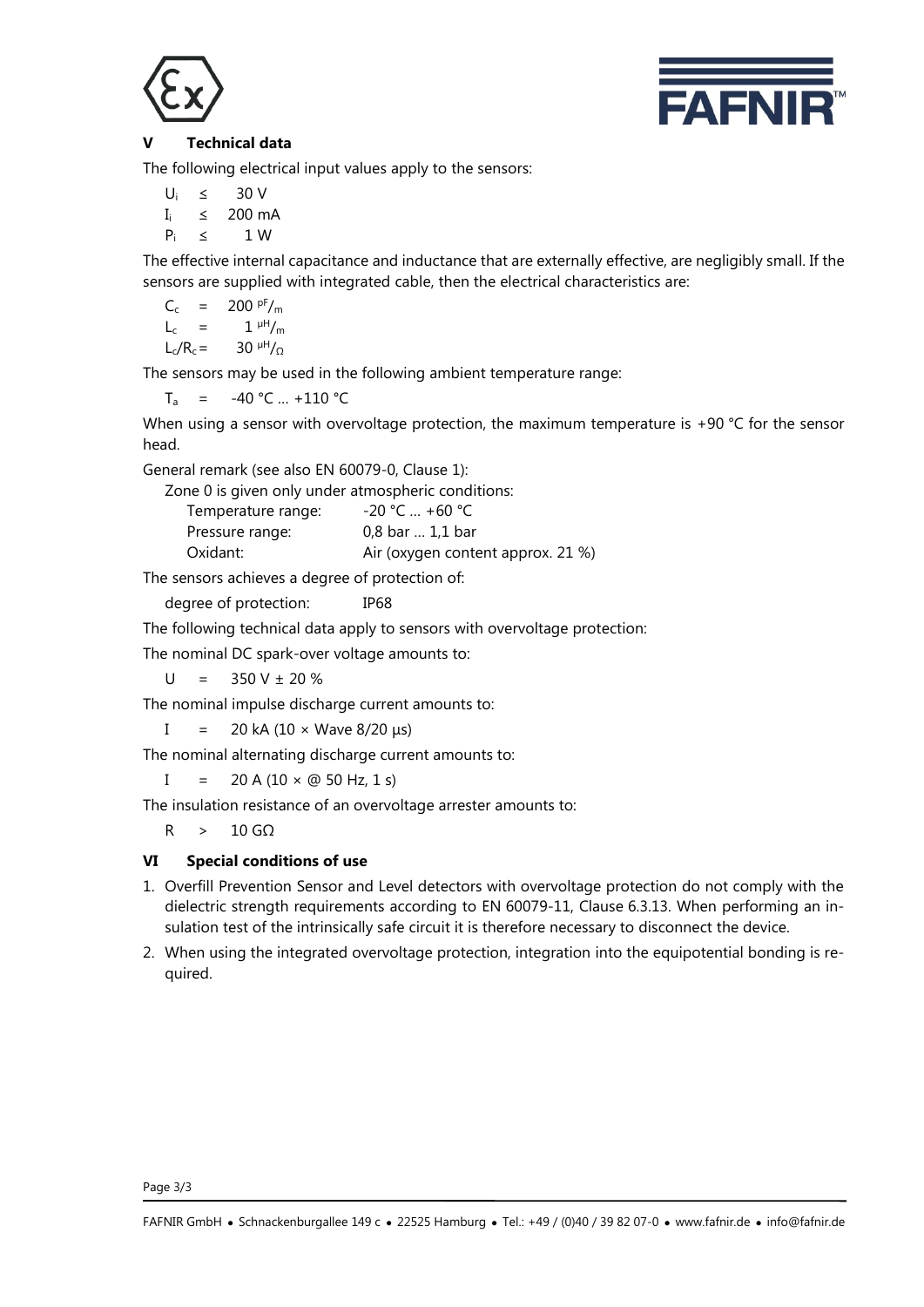## V Technical data

The following electrical input values apply to the sensors:

$U_i \leq 30$ V
$I_i \leq 200$ mA
$P_i \leq 1$ W

The effective internal capacitance and inductance that are externally effective, are negligibly small. If the sensors are supplied with integrated cable, then the electrical characteristics are:

$C_c = 200$ $^{pF}/_{m}$
$L_c = 1$ $^{\mu H}/_{m}$
$L_c/R_c = 30$ $^{\mu H}/_{\Omega}$

The sensors may be used in the following ambient temperature range:

$T_a = -40$ °C ... +110 °C

When using a sensor with overvoltage protection, the maximum temperature is +90 °C for the sensor head.

General remark (see also EN 60079-0, Clause 1):

Zone 0 is given only under atmospheric conditions:

| | |
|---|---|
| Temperature range: | -20 °C ... +60 °C |
| Pressure range: | 0,8 bar ... 1,1 bar |
| Oxidant: | Air (oxygen content approx. 21 %) |

The sensors achieves a degree of protection of:

degree of protection: IP68

The following technical data apply to sensors with overvoltage protection:

The nominal DC spark-over voltage amounts to:

U = 350 V ± 20 %

The nominal impulse discharge current amounts to:

I = 20 kA (10 × Wave 8/20 µs)

The nominal alternating discharge current amounts to:

I = 20 A (10 × @ 50 Hz, 1 s)

The insulation resistance of an overvoltage arrester amounts to:

R > 10 GΩ

## VI Special conditions of use

1. Overfill Prevention Sensor and Level detectors with overvoltage protection do not comply with the dielectric strength requirements according to EN 60079-11, Clause 6.3.13. When performing an insulation test of the intrinsically safe circuit it is therefore necessary to disconnect the device.
2. When using the integrated overvoltage protection, integration into the equipotential bonding is required.